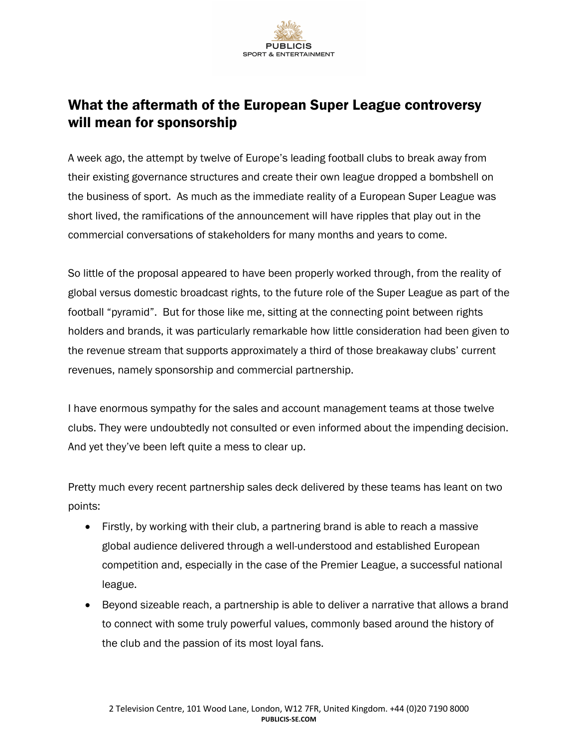# What the aftermath of the European Super League controversy will mean for sponsorship

A week ago, the attempt by twelve of Europe's leading football clubs to break away from their existing governance structures and create their own league dropped a bombshell on the business of sport. As much as the immediate reality of a European Super League was short lived, the ramifications of the announcement will have ripples that play out in the commercial conversations of stakeholders for many months and years to come.

So little of the proposal appeared to have been properly worked through, from the reality of global versus domestic broadcast rights, to the future role of the Super League as part of the football "pyramid". But for those like me, sitting at the connecting point between rights holders and brands, it was particularly remarkable how little consideration had been given to the revenue stream that supports approximately a third of those breakaway clubs' current revenues, namely sponsorship and commercial partnership.

I have enormous sympathy for the sales and account management teams at those twelve clubs. They were undoubtedly not consulted or even informed about the impending decision. And yet they've been left quite a mess to clear up.

Pretty much every recent partnership sales deck delivered by these teams has leant on two points:

- Firstly, by working with their club, a partnering brand is able to reach a massive global audience delivered through a well-understood and established European competition and, especially in the case of the Premier League, a successful national league.
- Beyond sizeable reach, a partnership is able to deliver a narrative that allows a brand to connect with some truly powerful values, commonly based around the history of the club and the passion of its most loyal fans.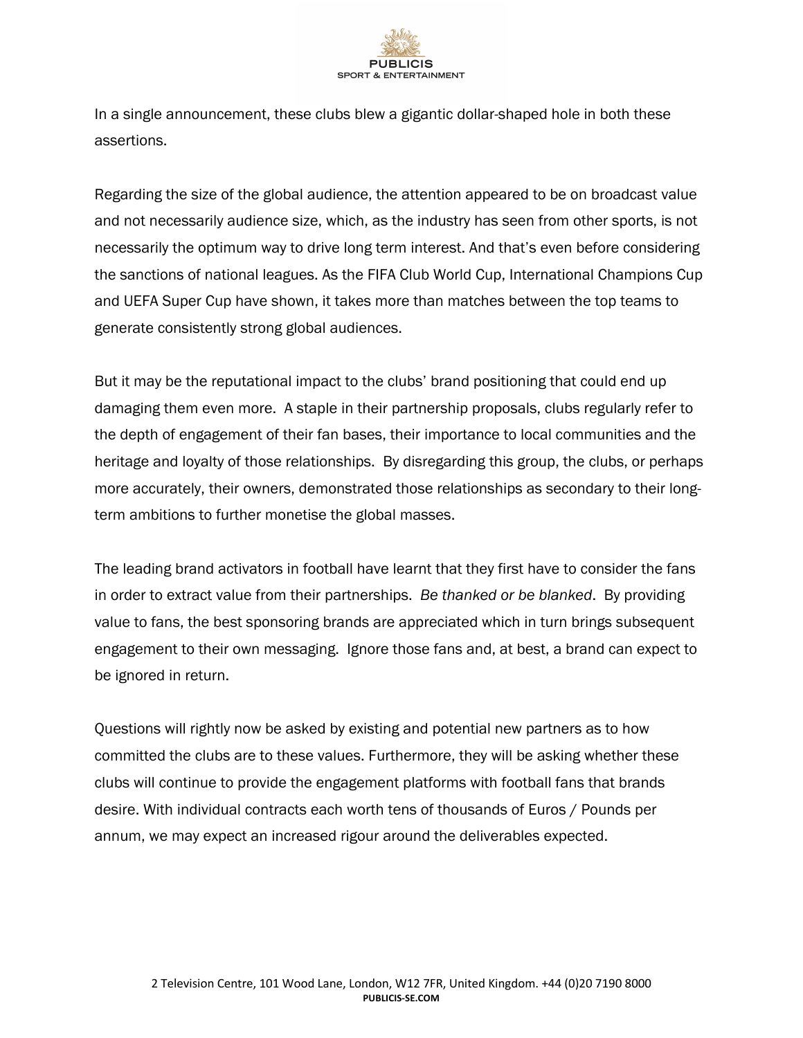In a single announcement, these clubs blew a gigantic dollar-shaped hole in both these assertions.

Regarding the size of the global audience, the attention appeared to be on broadcast value and not necessarily audience size, which, as the industry has seen from other sports, is not necessarily the optimum way to drive long term interest. And that's even before considering the sanctions of national leagues. As the FIFA Club World Cup, International Champions Cup and UEFA Super Cup have shown, it takes more than matches between the top teams to generate consistently strong global audiences.

But it may be the reputational impact to the clubs' brand positioning that could end up damaging them even more. A staple in their partnership proposals, clubs regularly refer to the depth of engagement of their fan bases, their importance to local communities and the heritage and loyalty of those relationships. By disregarding this group, the clubs, or perhaps more accurately, their owners, demonstrated those relationships as secondary to their long-term ambitions to further monetise the global masses.

The leading brand activators in football have learnt that they first have to consider the fans in order to extract value from their partnerships. *Be thanked or be blanked*. By providing value to fans, the best sponsoring brands are appreciated which in turn brings subsequent engagement to their own messaging. Ignore those fans and, at best, a brand can expect to be ignored in return.

Questions will rightly now be asked by existing and potential new partners as to how committed the clubs are to these values. Furthermore, they will be asking whether these clubs will continue to provide the engagement platforms with football fans that brands desire. With individual contracts each worth tens of thousands of Euros / Pounds per annum, we may expect an increased rigour around the deliverables expected.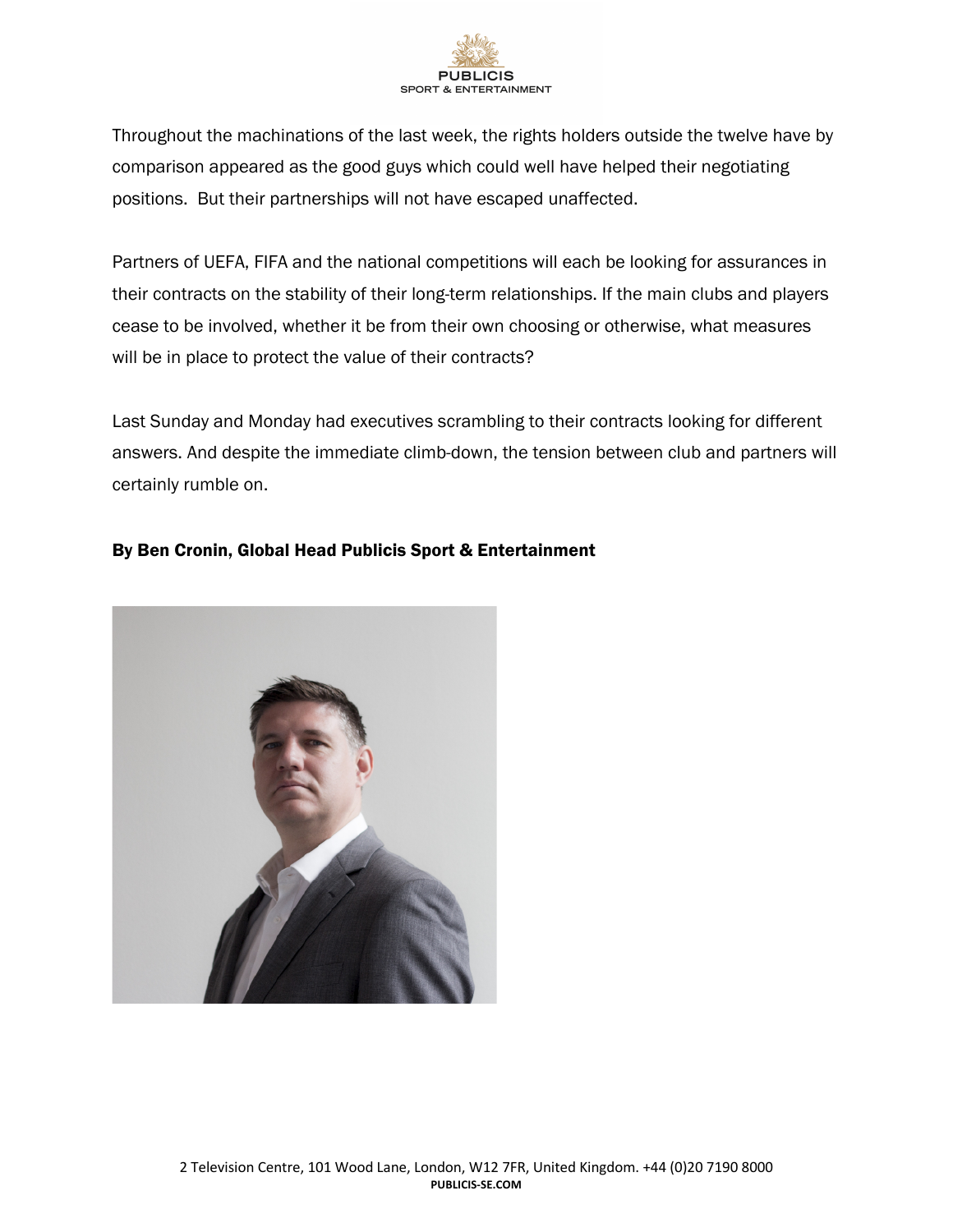Throughout the machinations of the last week, the rights holders outside the twelve have by comparison appeared as the good guys which could well have helped their negotiating positions. But their partnerships will not have escaped unaffected.

Partners of UEFA, FIFA and the national competitions will each be looking for assurances in their contracts on the stability of their long-term relationships. If the main clubs and players cease to be involved, whether it be from their own choosing or otherwise, what measures will be in place to protect the value of their contracts?

Last Sunday and Monday had executives scrambling to their contracts looking for different answers. And despite the immediate climb-down, the tension between club and partners will certainly rumble on.

**By Ben Cronin, Global Head Publicis Sport & Entertainment**